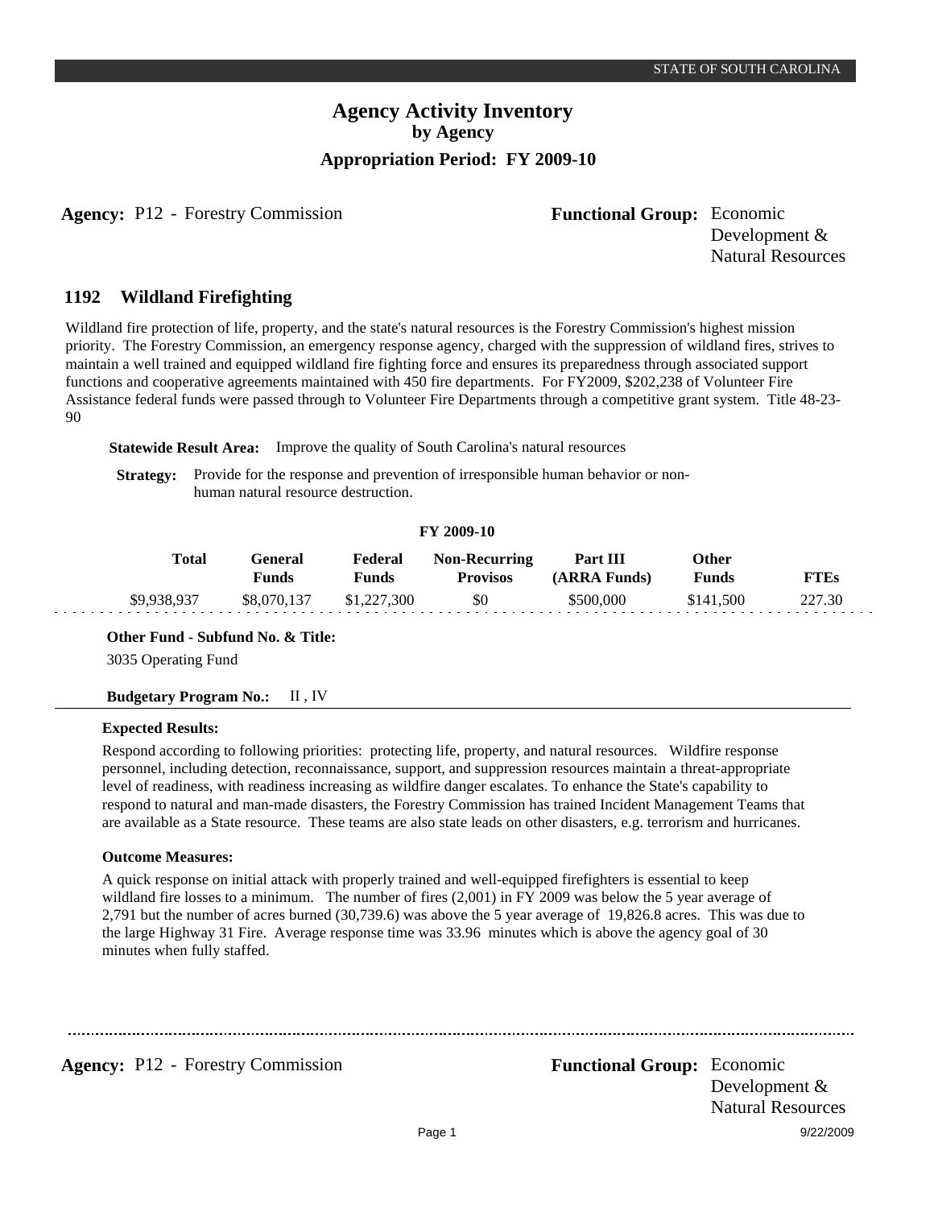# Agency Activity Inventory

## by Agency

### Appropriation Period: FY 2009-10

**Agency:** P12 - Forestry Commission

**Functional Group:** Economic Development & Natural Resources

## 1192 Wildland Firefighting

Wildland fire protection of life, property, and the state's natural resources is the Forestry Commission's highest mission priority. The Forestry Commission, an emergency response agency, charged with the suppression of wildland fires, strives to maintain a well trained and equipped wildland fire fighting force and ensures its preparedness through associated support functions and cooperative agreements maintained with 450 fire departments. For FY2009, $202,238 of Volunteer Fire Assistance federal funds were passed through to Volunteer Fire Departments through a competitive grant system. Title 48-23-90

**Statewide Result Area:** Improve the quality of South Carolina's natural resources

**Strategy:** Provide for the response and prevention of irresponsible human behavior or non-human natural resource destruction.

**FY 2009-10**

| Total | General Funds | Federal Funds | Non-Recurring Provisos | Part III (ARRA Funds) | Other Funds | FTEs |
|---|---|---|---|---|---|---|
| $9,938,937 | $8,070,137 | $1,227,300 | $0 | $500,000 | $141,500 | 227.30 |

**Other Fund - Subfund No. & Title:**

3035 Operating Fund

**Budgetary Program No.:** II , IV

**Expected Results:**

Respond according to following priorities: protecting life, property, and natural resources. Wildfire response personnel, including detection, reconnaissance, support, and suppression resources maintain a threat-appropriate level of readiness, with readiness increasing as wildfire danger escalates. To enhance the State's capability to respond to natural and man-made disasters, the Forestry Commission has trained Incident Management Teams that are available as a State resource. These teams are also state leads on other disasters, e.g. terrorism and hurricanes.

**Outcome Measures:**

A quick response on initial attack with properly trained and well-equipped firefighters is essential to keep wildland fire losses to a minimum. The number of fires (2,001) in FY 2009 was below the 5 year average of 2,791 but the number of acres burned (30,739.6) was above the 5 year average of 19,826.8 acres. This was due to the large Highway 31 Fire. Average response time was 33.96 minutes which is above the agency goal of 30 minutes when fully staffed.

**Agency:** P12 - Forestry Commission

**Functional Group:** Economic Development & Natural Resources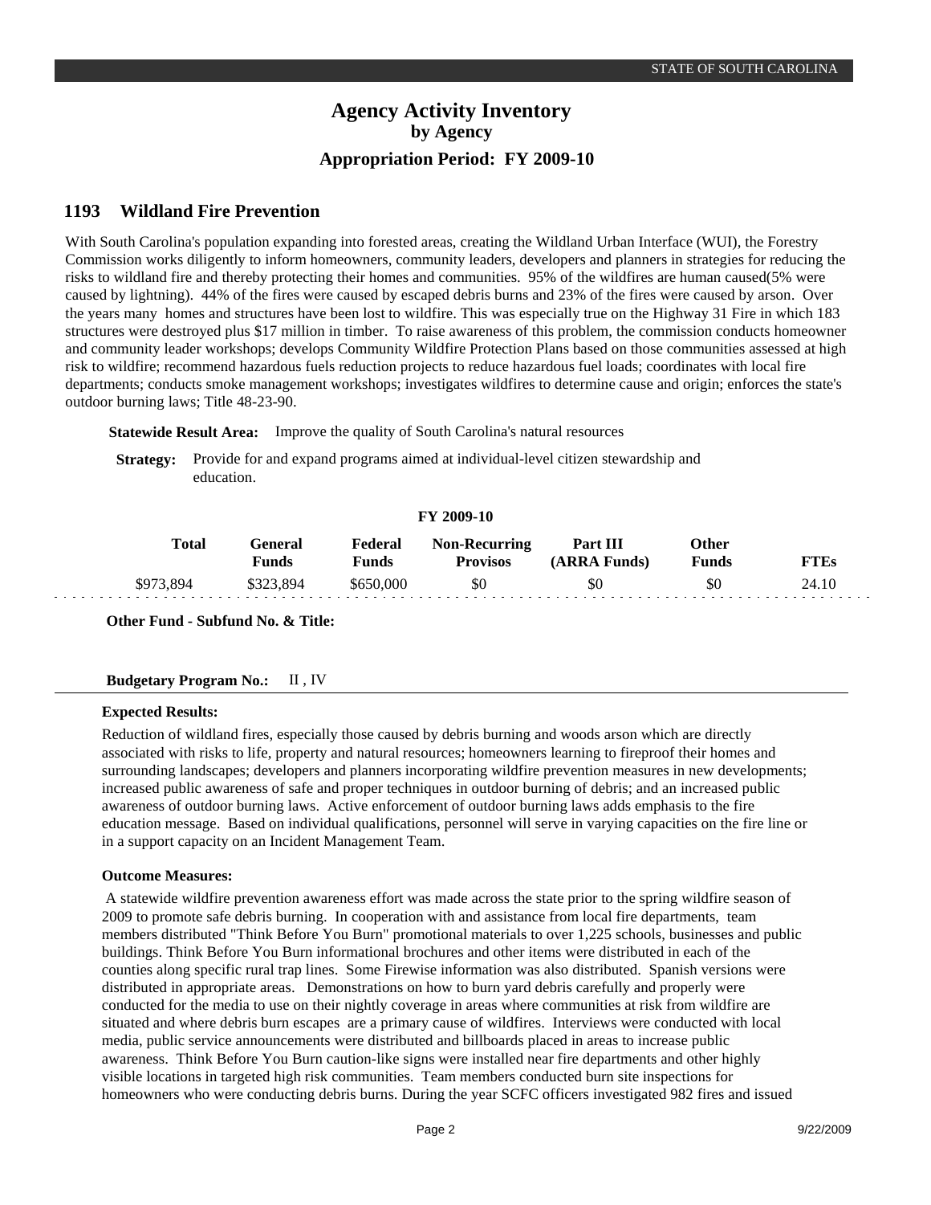# Agency Activity Inventory
## by Agency
## Appropriation Period: FY 2009-10

### 1193 Wildland Fire Prevention

With South Carolina's population expanding into forested areas, creating the Wildland Urban Interface (WUI), the Forestry Commission works diligently to inform homeowners, community leaders, developers and planners in strategies for reducing the risks to wildland fire and thereby protecting their homes and communities. 95% of the wildfires are human caused(5% were caused by lightning). 44% of the fires were caused by escaped debris burns and 23% of the fires were caused by arson. Over the years many homes and structures have been lost to wildfire. This was especially true on the Highway 31 Fire in which 183 structures were destroyed plus $17 million in timber. To raise awareness of this problem, the commission conducts homeowner and community leader workshops; develops Community Wildfire Protection Plans based on those communities assessed at high risk to wildfire; recommend hazardous fuels reduction projects to reduce hazardous fuel loads; coordinates with local fire departments; conducts smoke management workshops; investigates wildfires to determine cause and origin; enforces the state's outdoor burning laws; Title 48-23-90.

**Statewide Result Area:** Improve the quality of South Carolina's natural resources

**Strategy:** Provide for and expand programs aimed at individual-level citizen stewardship and education.

**FY 2009-10**

| Total | General Funds | Federal Funds | Non-Recurring Provisos | Part III (ARRA Funds) | Other Funds | FTEs |
|---|---|---|---|---|---|---|
| $973,894 | $323,894 | $650,000 | $0 | $0 | $0 | 24.10 |

**Other Fund - Subfund No. & Title:**

**Budgetary Program No.:** II , IV

**Expected Results:**

Reduction of wildland fires, especially those caused by debris burning and woods arson which are directly associated with risks to life, property and natural resources; homeowners learning to fireproof their homes and surrounding landscapes; developers and planners incorporating wildfire prevention measures in new developments; increased public awareness of safe and proper techniques in outdoor burning of debris; and an increased public awareness of outdoor burning laws. Active enforcement of outdoor burning laws adds emphasis to the fire education message. Based on individual qualifications, personnel will serve in varying capacities on the fire line or in a support capacity on an Incident Management Team.

**Outcome Measures:**

A statewide wildfire prevention awareness effort was made across the state prior to the spring wildfire season of 2009 to promote safe debris burning. In cooperation with and assistance from local fire departments, team members distributed "Think Before You Burn" promotional materials to over 1,225 schools, businesses and public buildings. Think Before You Burn informational brochures and other items were distributed in each of the counties along specific rural trap lines. Some Firewise information was also distributed. Spanish versions were distributed in appropriate areas. Demonstrations on how to burn yard debris carefully and properly were conducted for the media to use on their nightly coverage in areas where communities at risk from wildfire are situated and where debris burn escapes are a primary cause of wildfires. Interviews were conducted with local media, public service announcements were distributed and billboards placed in areas to increase public awareness. Think Before You Burn caution-like signs were installed near fire departments and other highly visible locations in targeted high risk communities. Team members conducted burn site inspections for homeowners who were conducting debris burns. During the year SCFC officers investigated 982 fires and issued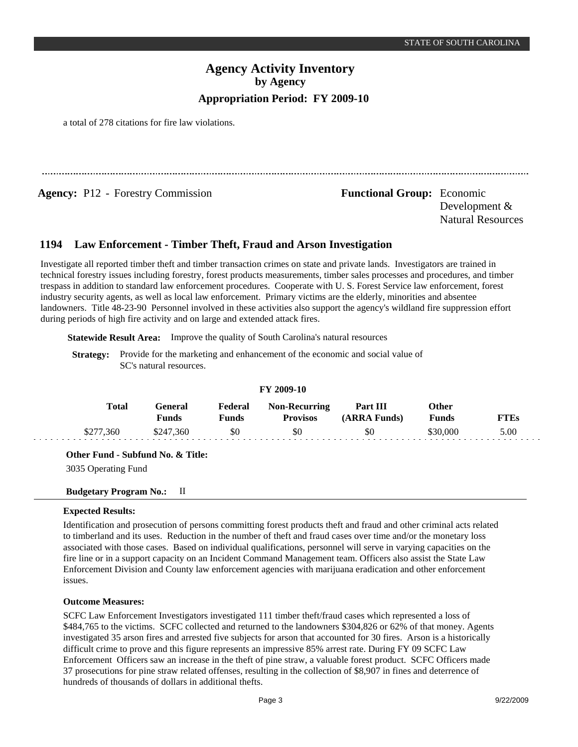a total of 278 citations for fire law violations.

**Agency:** P12 - Forestry Commission

**Functional Group:** Economic Development & Natural Resources

## 1194 Law Enforcement - Timber Theft, Fraud and Arson Investigation

Investigate all reported timber theft and timber transaction crimes on state and private lands. Investigators are trained in technical forestry issues including forestry, forest products measurements, timber sales processes and procedures, and timber trespass in addition to standard law enforcement procedures. Cooperate with U. S. Forest Service law enforcement, forest industry security agents, as well as local law enforcement. Primary victims are the elderly, minorities and absentee landowners. Title 48-23-90 Personnel involved in these activities also support the agency's wildland fire suppression effort during periods of high fire activity and on large and extended attack fires.

**Statewide Result Area:** Improve the quality of South Carolina's natural resources

**Strategy:** Provide for the marketing and enhancement of the economic and social value of SC's natural resources.

**FY 2009-10**

| Total | General Funds | Federal Funds | Non-Recurring Provisos | Part III (ARRA Funds) | Other Funds | FTEs |
|---|---|---|---|---|---|---|
| $277,360 | $247,360 | $0 | $0 | $0 | $30,000 | 5.00 |

**Other Fund - Subfund No. & Title:**

3035 Operating Fund

**Budgetary Program No.:** II

**Expected Results:**

Identification and prosecution of persons committing forest products theft and fraud and other criminal acts related to timberland and its uses. Reduction in the number of theft and fraud cases over time and/or the monetary loss associated with those cases. Based on individual qualifications, personnel will serve in varying capacities on the fire line or in a support capacity on an Incident Command Management team. Officers also assist the State Law Enforcement Division and County law enforcement agencies with marijuana eradication and other enforcement issues.

**Outcome Measures:**

SCFC Law Enforcement Investigators investigated 111 timber theft/fraud cases which represented a loss of $484,765 to the victims. SCFC collected and returned to the landowners $304,826 or 62% of that money. Agents investigated 35 arson fires and arrested five subjects for arson that accounted for 30 fires. Arson is a historically difficult crime to prove and this figure represents an impressive 85% arrest rate. During FY 09 SCFC Law Enforcement Officers saw an increase in the theft of pine straw, a valuable forest product. SCFC Officers made 37 prosecutions for pine straw related offenses, resulting in the collection of $8,907 in fines and deterrence of hundreds of thousands of dollars in additional thefts.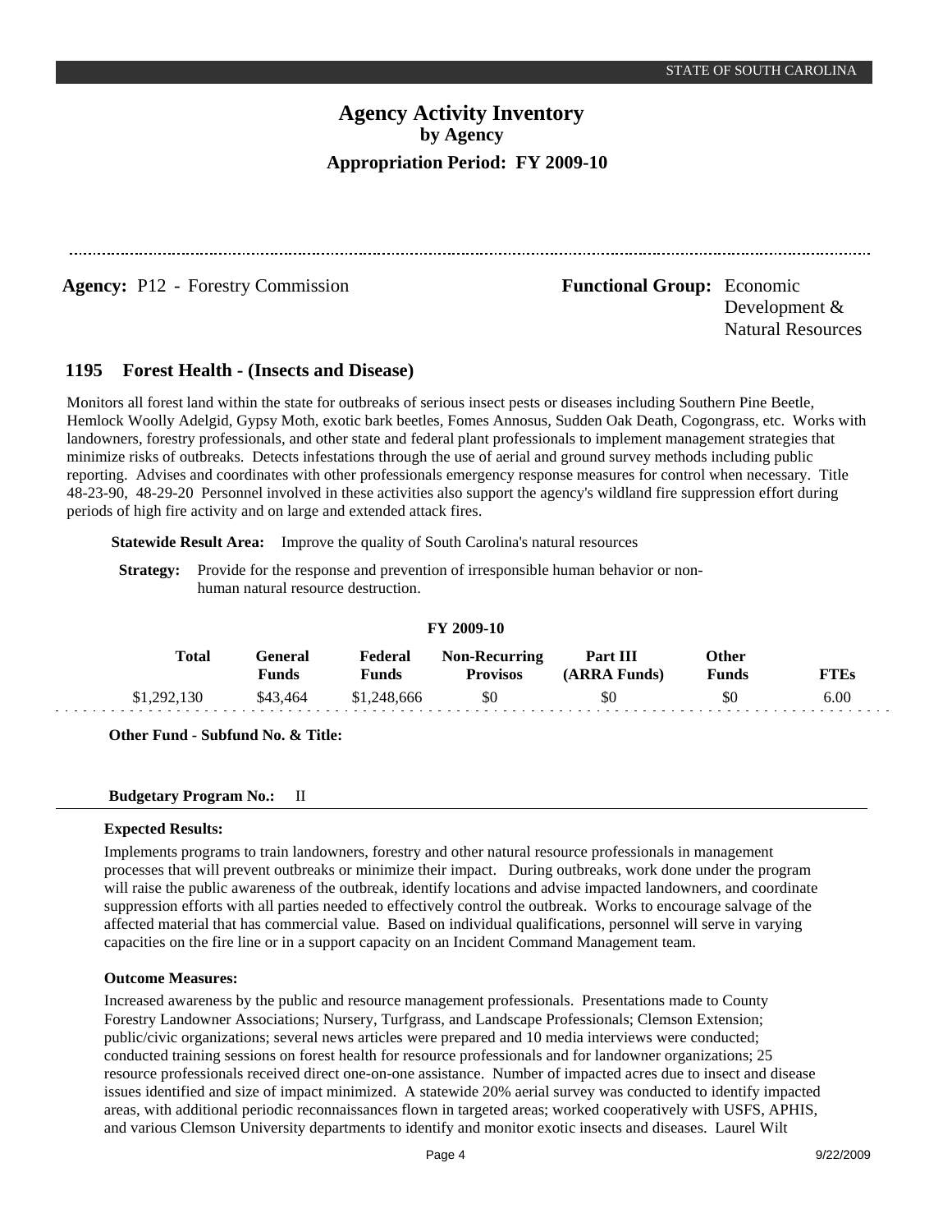# Agency Activity Inventory
## by Agency
### Appropriation Period: FY 2009-10

**Agency:** P12 - Forestry Commission

**Functional Group:** Economic Development & Natural Resources

## 1195 Forest Health - (Insects and Disease)

Monitors all forest land within the state for outbreaks of serious insect pests or diseases including Southern Pine Beetle, Hemlock Woolly Adelgid, Gypsy Moth, exotic bark beetles, Fomes Annosus, Sudden Oak Death, Cogongrass, etc. Works with landowners, forestry professionals, and other state and federal plant professionals to implement management strategies that minimize risks of outbreaks. Detects infestations through the use of aerial and ground survey methods including public reporting. Advises and coordinates with other professionals emergency response measures for control when necessary. Title 48-23-90, 48-29-20 Personnel involved in these activities also support the agency's wildland fire suppression effort during periods of high fire activity and on large and extended attack fires.

**Statewide Result Area:** Improve the quality of South Carolina's natural resources

**Strategy:** Provide for the response and prevention of irresponsible human behavior or non-human natural resource destruction.

**FY 2009-10**

| Total | General Funds | Federal Funds | Non-Recurring Provisos | Part III (ARRA Funds) | Other Funds | FTEs |
|---|---|---|---|---|---|---|
| $1,292,130 | $43,464 | $1,248,666 | $0 | $0 | $0 | 6.00 |

**Other Fund - Subfund No. & Title:**

**Budgetary Program No.:** II

**Expected Results:**

Implements programs to train landowners, forestry and other natural resource professionals in management processes that will prevent outbreaks or minimize their impact. During outbreaks, work done under the program will raise the public awareness of the outbreak, identify locations and advise impacted landowners, and coordinate suppression efforts with all parties needed to effectively control the outbreak. Works to encourage salvage of the affected material that has commercial value. Based on individual qualifications, personnel will serve in varying capacities on the fire line or in a support capacity on an Incident Command Management team.

**Outcome Measures:**

Increased awareness by the public and resource management professionals. Presentations made to County Forestry Landowner Associations; Nursery, Turfgrass, and Landscape Professionals; Clemson Extension; public/civic organizations; several news articles were prepared and 10 media interviews were conducted; conducted training sessions on forest health for resource professionals and for landowner organizations; 25 resource professionals received direct one-on-one assistance. Number of impacted acres due to insect and disease issues identified and size of impact minimized. A statewide 20% aerial survey was conducted to identify impacted areas, with additional periodic reconnaissances flown in targeted areas; worked cooperatively with USFS, APHIS, and various Clemson University departments to identify and monitor exotic insects and diseases. Laurel Wilt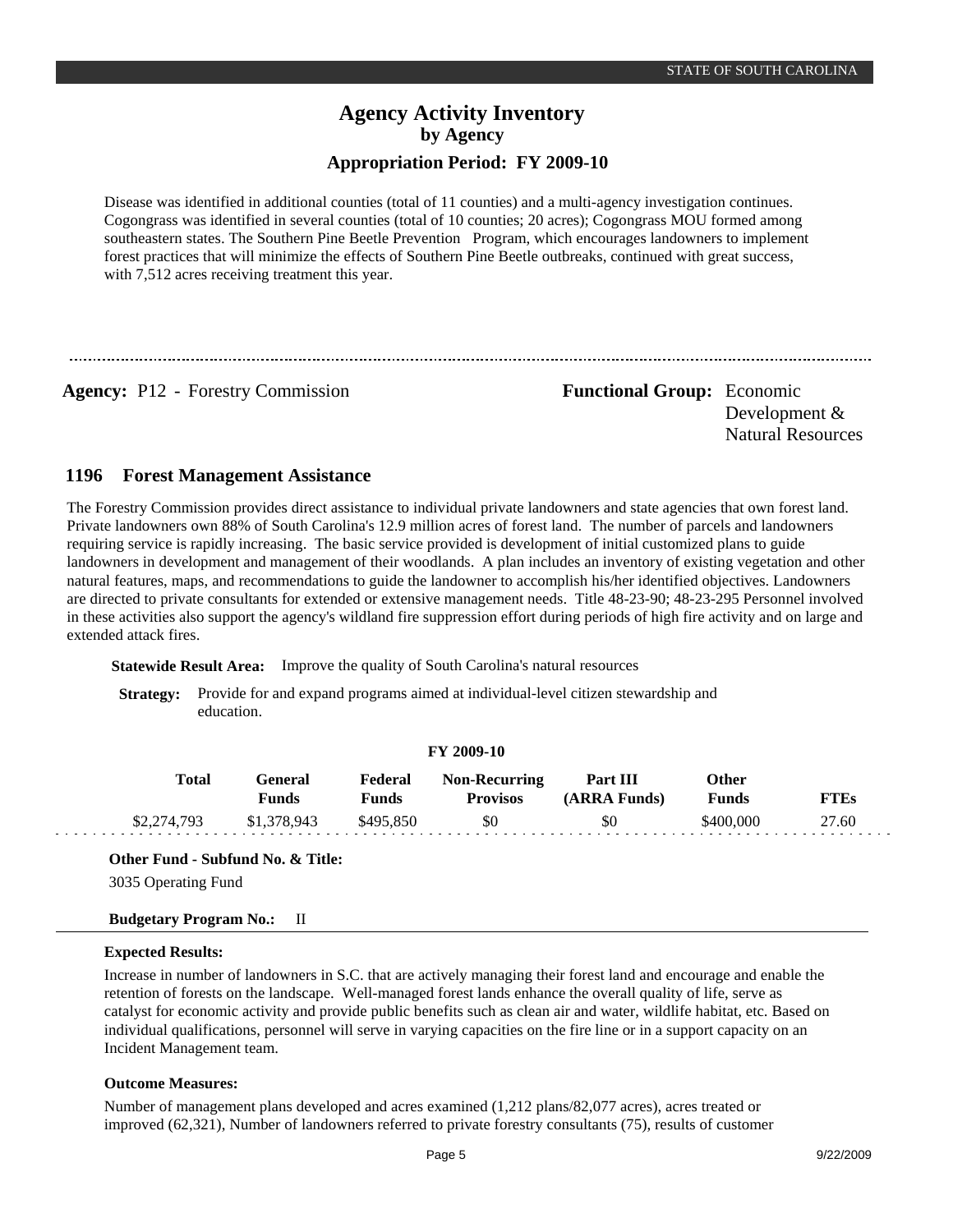Disease was identified in additional counties (total of 11 counties) and a multi-agency investigation continues. Cogongrass was identified in several counties (total of 10 counties; 20 acres); Cogongrass MOU formed among southeastern states. The Southern Pine Beetle Prevention Program, which encourages landowners to implement forest practices that will minimize the effects of Southern Pine Beetle outbreaks, continued with great success, with 7,512 acres receiving treatment this year.

---

**Agency:** P12 - Forestry Commission

**Functional Group:** Economic Development & Natural Resources

## 1196 Forest Management Assistance

The Forestry Commission provides direct assistance to individual private landowners and state agencies that own forest land. Private landowners own 88% of South Carolina's 12.9 million acres of forest land. The number of parcels and landowners requiring service is rapidly increasing. The basic service provided is development of initial customized plans to guide landowners in development and management of their woodlands. A plan includes an inventory of existing vegetation and other natural features, maps, and recommendations to guide the landowner to accomplish his/her identified objectives. Landowners are directed to private consultants for extended or extensive management needs. Title 48-23-90; 48-23-295 Personnel involved in these activities also support the agency's wildland fire suppression effort during periods of high fire activity and on large and extended attack fires.

**Statewide Result Area:** Improve the quality of South Carolina's natural resources

**Strategy:** Provide for and expand programs aimed at individual-level citizen stewardship and education.

**FY 2009-10**

| Total | General Funds | Federal Funds | Non-Recurring Provisos | Part III (ARRA Funds) | Other Funds | FTEs |
|---|---|---|---|---|---|---|
| $2,274,793 | $1,378,943 | $495,850 | $0 | $0 | $400,000 | 27.60 |

**Other Fund - Subfund No. & Title:**

3035 Operating Fund

**Budgetary Program No.:** II

**Expected Results:**

Increase in number of landowners in S.C. that are actively managing their forest land and encourage and enable the retention of forests on the landscape. Well-managed forest lands enhance the overall quality of life, serve as catalyst for economic activity and provide public benefits such as clean air and water, wildlife habitat, etc. Based on individual qualifications, personnel will serve in varying capacities on the fire line or in a support capacity on an Incident Management team.

**Outcome Measures:**

Number of management plans developed and acres examined (1,212 plans/82,077 acres), acres treated or improved (62,321), Number of landowners referred to private forestry consultants (75), results of customer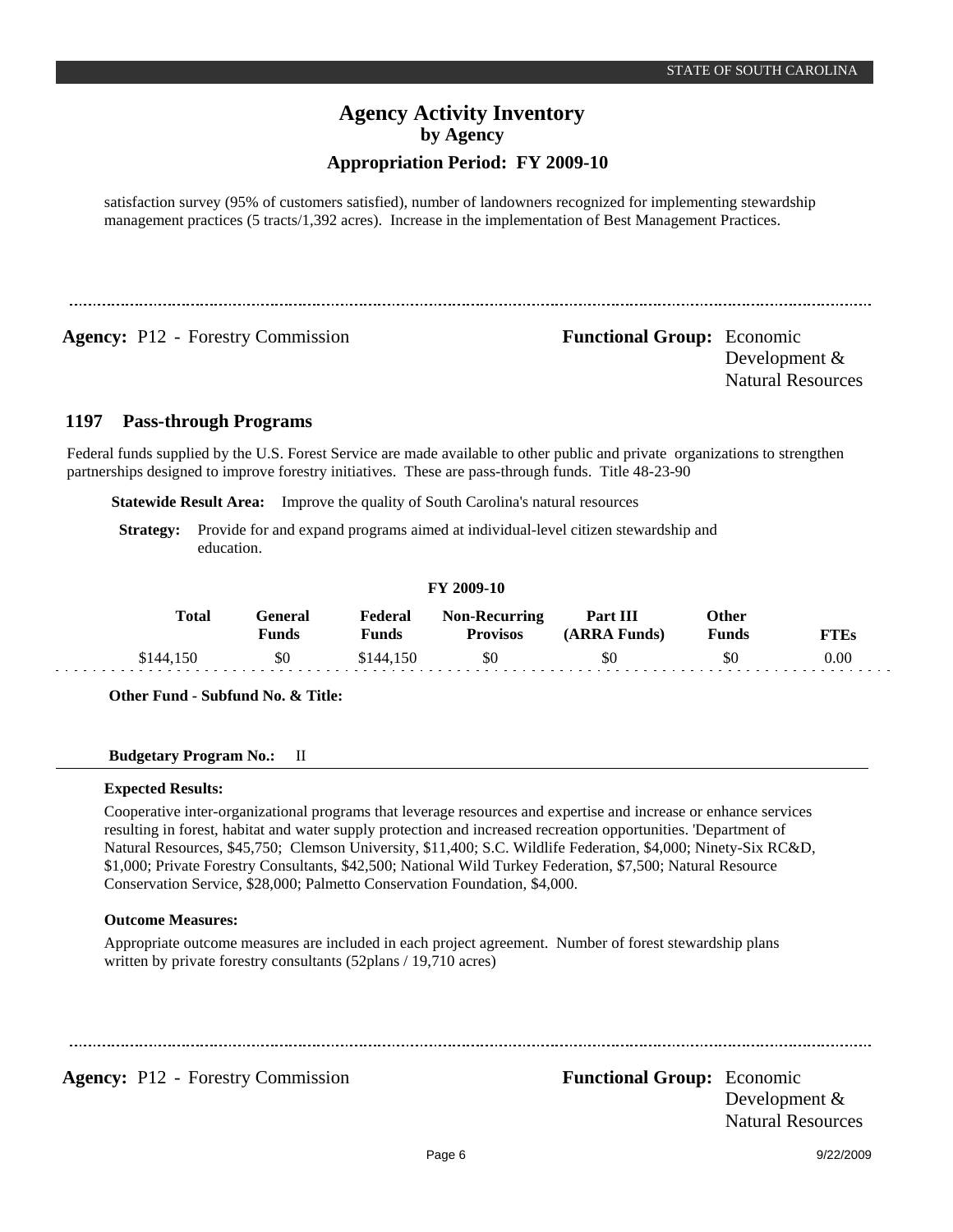satisfaction survey (95% of customers satisfied), number of landowners recognized for implementing stewardship management practices (5 tracts/1,392 acres). Increase in the implementation of Best Management Practices.

**Agency:** P12 - Forestry Commission **Functional Group:** Economic Development & Natural Resources

## 1197 Pass-through Programs

Federal funds supplied by the U.S. Forest Service are made available to other public and private organizations to strengthen partnerships designed to improve forestry initiatives. These are pass-through funds. Title 48-23-90

**Statewide Result Area:** Improve the quality of South Carolina's natural resources

**Strategy:** Provide for and expand programs aimed at individual-level citizen stewardship and education.

**FY 2009-10**

| Total | General Funds | Federal Funds | Non-Recurring Provisos | Part III (ARRA Funds) | Other Funds | FTEs |
|---|---|---|---|---|---|---|
| $144,150 | $0 | $144,150 | $0 | $0 | $0 | 0.00 |

**Other Fund - Subfund No. & Title:**

**Budgetary Program No.:** II

**Expected Results:**

Cooperative inter-organizational programs that leverage resources and expertise and increase or enhance services resulting in forest, habitat and water supply protection and increased recreation opportunities. 'Department of Natural Resources, $45,750; Clemson University, $11,400; S.C. Wildlife Federation, $4,000; Ninety-Six RC&D, $1,000; Private Forestry Consultants, $42,500; National Wild Turkey Federation, $7,500; Natural Resource Conservation Service, $28,000; Palmetto Conservation Foundation, $4,000.

**Outcome Measures:**

Appropriate outcome measures are included in each project agreement. Number of forest stewardship plans written by private forestry consultants (52plans / 19,710 acres)

**Agency:** P12 - Forestry Commission **Functional Group:** Economic Development & Natural Resources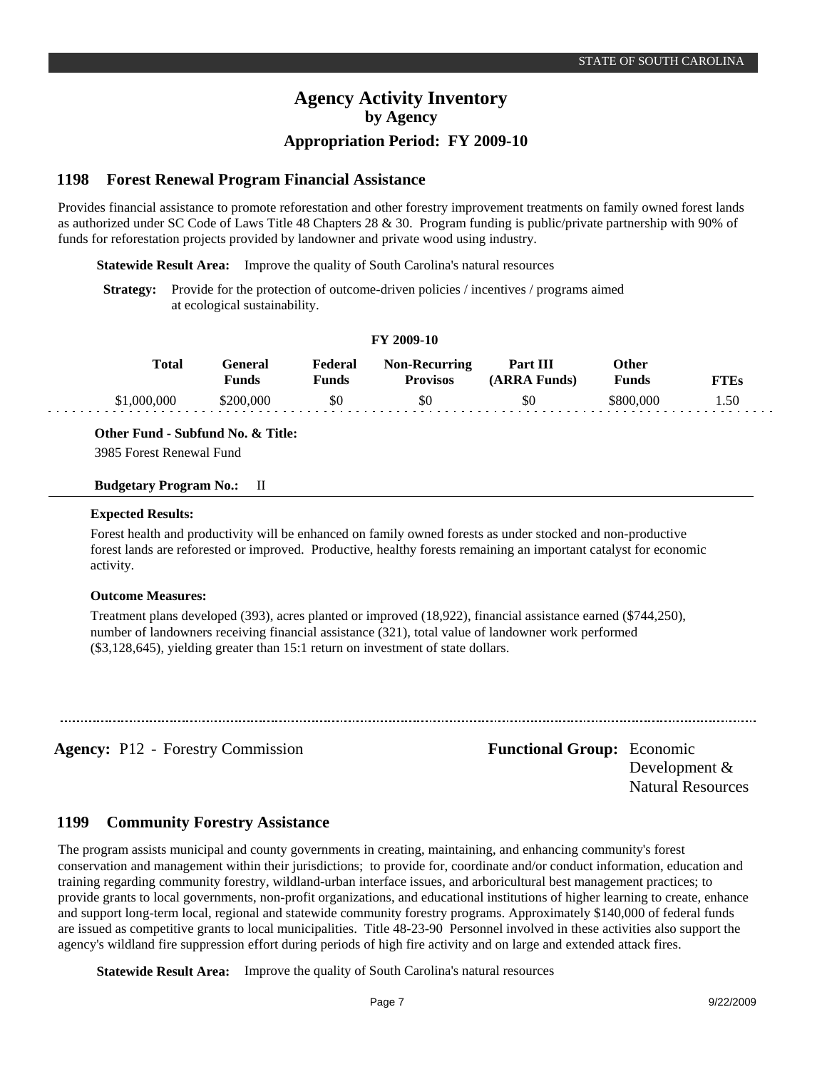# Agency Activity Inventory
## by Agency
### Appropriation Period: FY 2009-10

## 1198 Forest Renewal Program Financial Assistance

Provides financial assistance to promote reforestation and other forestry improvement treatments on family owned forest lands as authorized under SC Code of Laws Title 48 Chapters 28 & 30. Program funding is public/private partnership with 90% of funds for reforestation projects provided by landowner and private wood using industry.

**Statewide Result Area:** Improve the quality of South Carolina's natural resources

**Strategy:** Provide for the protection of outcome-driven policies / incentives / programs aimed at ecological sustainability.

**FY 2009-10**

| Total | General Funds | Federal Funds | Non-Recurring Provisos | Part III (ARRA Funds) | Other Funds | FTEs |
|---|---|---|---|---|---|---|
| $1,000,000 | $200,000 | $0 | $0 | $0 | $800,000 | 1.50 |

**Other Fund - Subfund No. & Title:**
3985 Forest Renewal Fund

**Budgetary Program No.:** II

**Expected Results:**

Forest health and productivity will be enhanced on family owned forests as under stocked and non-productive forest lands are reforested or improved. Productive, healthy forests remaining an important catalyst for economic activity.

**Outcome Measures:**

Treatment plans developed (393), acres planted or improved (18,922), financial assistance earned ($744,250), number of landowners receiving financial assistance (321), total value of landowner work performed ($3,128,645), yielding greater than 15:1 return on investment of state dollars.

**Agency:** P12 - Forestry Commission

**Functional Group:** Economic Development & Natural Resources

## 1199 Community Forestry Assistance

The program assists municipal and county governments in creating, maintaining, and enhancing community's forest conservation and management within their jurisdictions; to provide for, coordinate and/or conduct information, education and training regarding community forestry, wildland-urban interface issues, and arboricultural best management practices; to provide grants to local governments, non-profit organizations, and educational institutions of higher learning to create, enhance and support long-term local, regional and statewide community forestry programs. Approximately $140,000 of federal funds are issued as competitive grants to local municipalities. Title 48-23-90 Personnel involved in these activities also support the agency's wildland fire suppression effort during periods of high fire activity and on large and extended attack fires.

**Statewide Result Area:** Improve the quality of South Carolina's natural resources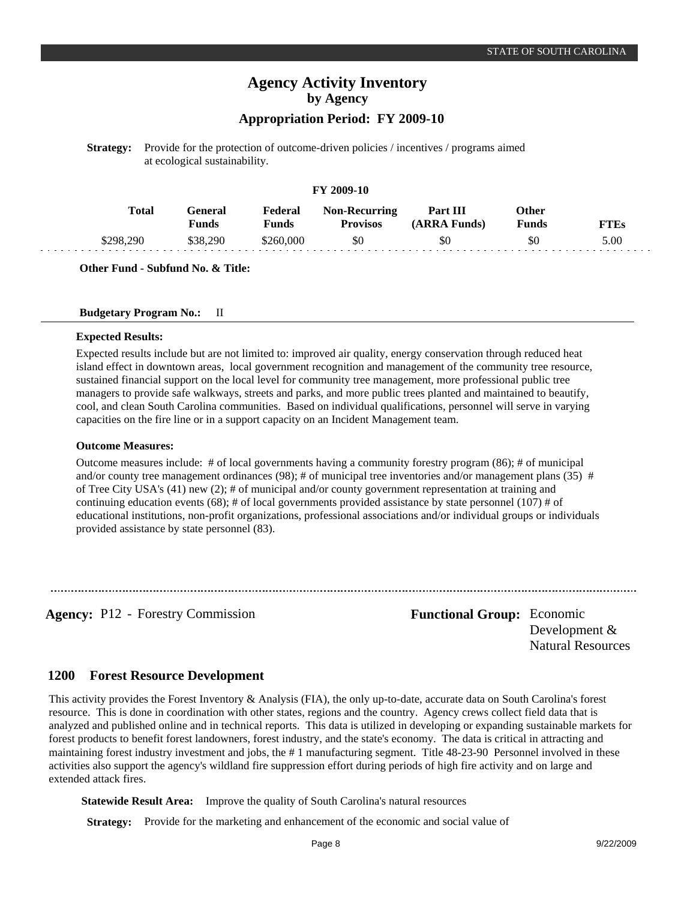# Agency Activity Inventory
## by Agency
### Appropriation Period: FY 2009-10

**Strategy:** Provide for the protection of outcome-driven policies / incentives / programs aimed at ecological sustainability.

**FY 2009-10**

| Total | General Funds | Federal Funds | Non-Recurring Provisos | Part III (ARRA Funds) | Other Funds | FTEs |
|---|---|---|---|---|---|---|
| $298,290 | $38,290 | $260,000 | $0 | $0 | $0 | 5.00 |

**Other Fund - Subfund No. & Title:**

**Budgetary Program No.:** II

**Expected Results:**

Expected results include but are not limited to: improved air quality, energy conservation through reduced heat island effect in downtown areas, local government recognition and management of the community tree resource, sustained financial support on the local level for community tree management, more professional public tree managers to provide safe walkways, streets and parks, and more public trees planted and maintained to beautify, cool, and clean South Carolina communities. Based on individual qualifications, personnel will serve in varying capacities on the fire line or in a support capacity on an Incident Management team.

**Outcome Measures:**

Outcome measures include: # of local governments having a community forestry program (86); # of municipal and/or county tree management ordinances (98); # of municipal tree inventories and/or management plans (35) # of Tree City USA's (41) new (2); # of municipal and/or county government representation at training and continuing education events (68); # of local governments provided assistance by state personnel (107) # of educational institutions, non-profit organizations, professional associations and/or individual groups or individuals provided assistance by state personnel (83).

---

**Agency:** P12 - Forestry Commission

**Functional Group:** Economic Development & Natural Resources

## 1200 Forest Resource Development

This activity provides the Forest Inventory & Analysis (FIA), the only up-to-date, accurate data on South Carolina's forest resource. This is done in coordination with other states, regions and the country. Agency crews collect field data that is analyzed and published online and in technical reports. This data is utilized in developing or expanding sustainable markets for forest products to benefit forest landowners, forest industry, and the state's economy. The data is critical in attracting and maintaining forest industry investment and jobs, the # 1 manufacturing segment. Title 48-23-90 Personnel involved in these activities also support the agency's wildland fire suppression effort during periods of high fire activity and on large and extended attack fires.

**Statewide Result Area:** Improve the quality of South Carolina's natural resources

**Strategy:** Provide for the marketing and enhancement of the economic and social value of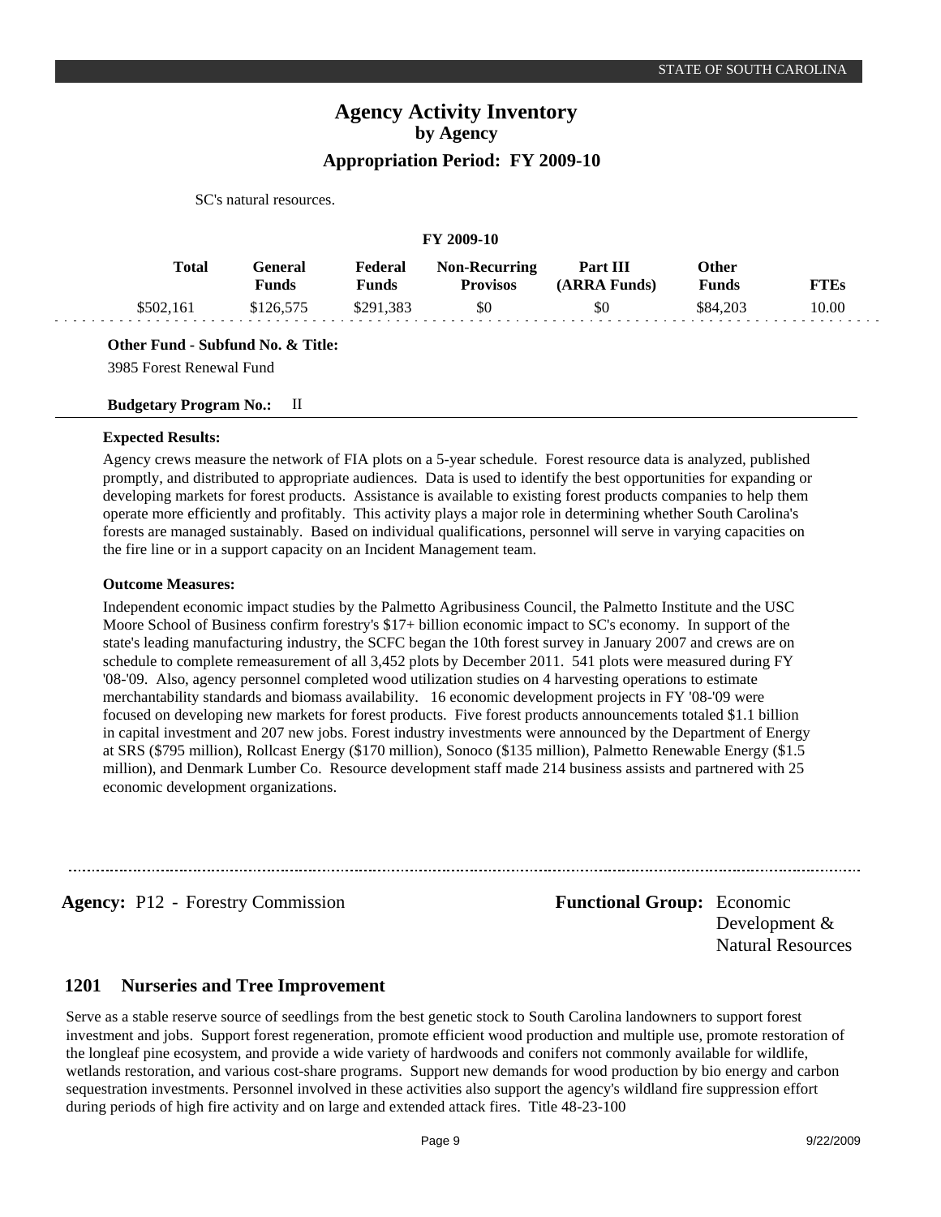SC's natural resources.

| FY 2009-10 | | | | | | |
|---|---|---|---|---|---|---|
| **Total** | **General Funds** | **Federal Funds** | **Non-Recurring Provisos** | **Part III (ARRA Funds)** | **Other Funds** | **FTEs** |
| $502,161 | $126,575 | $291,383 | $0 | $0 | $84,203 | 10.00 |

**Other Fund - Subfund No. & Title:**

3985 Forest Renewal Fund

**Budgetary Program No.:** II

**Expected Results:**

Agency crews measure the network of FIA plots on a 5-year schedule. Forest resource data is analyzed, published promptly, and distributed to appropriate audiences. Data is used to identify the best opportunities for expanding or developing markets for forest products. Assistance is available to existing forest products companies to help them operate more efficiently and profitably. This activity plays a major role in determining whether South Carolina's forests are managed sustainably. Based on individual qualifications, personnel will serve in varying capacities on the fire line or in a support capacity on an Incident Management team.

**Outcome Measures:**

Independent economic impact studies by the Palmetto Agribusiness Council, the Palmetto Institute and the USC Moore School of Business confirm forestry's $17+ billion economic impact to SC's economy. In support of the state's leading manufacturing industry, the SCFC began the 10th forest survey in January 2007 and crews are on schedule to complete remeasurement of all 3,452 plots by December 2011. 541 plots were measured during FY '08-'09. Also, agency personnel completed wood utilization studies on 4 harvesting operations to estimate merchantability standards and biomass availability. 16 economic development projects in FY '08-'09 were focused on developing new markets for forest products. Five forest products announcements totaled $1.1 billion in capital investment and 207 new jobs. Forest industry investments were announced by the Department of Energy at SRS ($795 million), Rollcast Energy ($170 million), Sonoco ($135 million), Palmetto Renewable Energy ($1.5 million), and Denmark Lumber Co. Resource development staff made 214 business assists and partnered with 25 economic development organizations.

---

**Agency:** P12 - Forestry Commission

**Functional Group:** Economic Development & Natural Resources

## 1201 Nurseries and Tree Improvement

Serve as a stable reserve source of seedlings from the best genetic stock to South Carolina landowners to support forest investment and jobs. Support forest regeneration, promote efficient wood production and multiple use, promote restoration of the longleaf pine ecosystem, and provide a wide variety of hardwoods and conifers not commonly available for wildlife, wetlands restoration, and various cost-share programs. Support new demands for wood production by bio energy and carbon sequestration investments. Personnel involved in these activities also support the agency's wildland fire suppression effort during periods of high fire activity and on large and extended attack fires. Title 48-23-100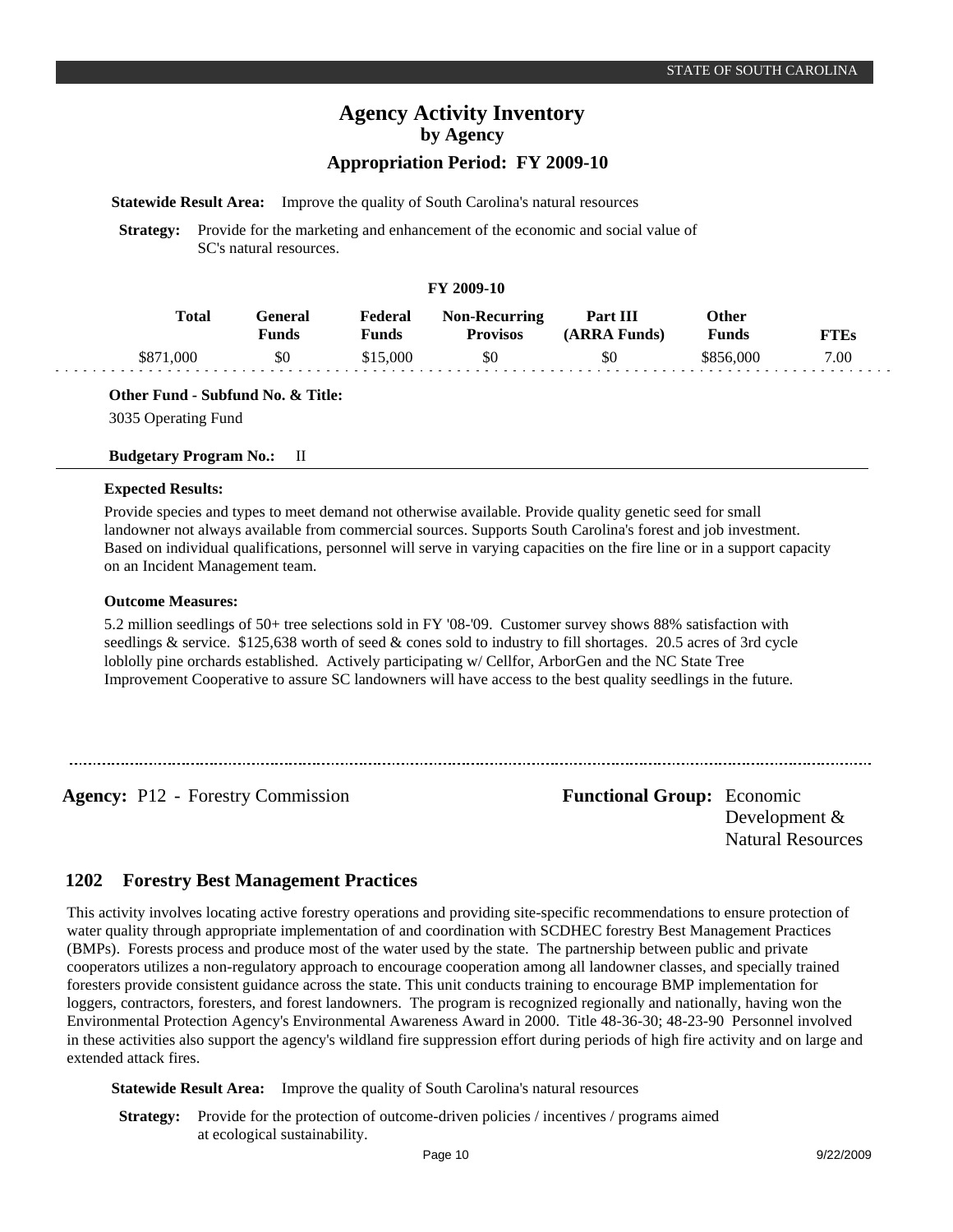## Agency Activity Inventory
### by Agency
### Appropriation Period: FY 2009-10

**Statewide Result Area:** Improve the quality of South Carolina's natural resources

**Strategy:** Provide for the marketing and enhancement of the economic and social value of SC's natural resources.

FY 2009-10

| Total | General Funds | Federal Funds | Non-Recurring Provisos | Part III (ARRA Funds) | Other Funds | FTEs |
|---|---|---|---|---|---|---|
| $871,000 | $0 | $15,000 | $0 | $0 | $856,000 | 7.00 |

**Other Fund - Subfund No. & Title:**

3035 Operating Fund

**Budgetary Program No.:** II

**Expected Results:**

Provide species and types to meet demand not otherwise available. Provide quality genetic seed for small landowner not always available from commercial sources. Supports South Carolina's forest and job investment. Based on individual qualifications, personnel will serve in varying capacities on the fire line or in a support capacity on an Incident Management team.

**Outcome Measures:**

5.2 million seedlings of 50+ tree selections sold in FY '08-'09. Customer survey shows 88% satisfaction with seedlings & service. $125,638 worth of seed & cones sold to industry to fill shortages. 20.5 acres of 3rd cycle loblolly pine orchards established. Actively participating w/ Cellfor, ArborGen and the NC State Tree Improvement Cooperative to assure SC landowners will have access to the best quality seedlings in the future.

---

**Agency:** P12 - Forestry Commission

**Functional Group:** Economic Development & Natural Resources

### 1202 Forestry Best Management Practices

This activity involves locating active forestry operations and providing site-specific recommendations to ensure protection of water quality through appropriate implementation of and coordination with SCDHEC forestry Best Management Practices (BMPs). Forests process and produce most of the water used by the state. The partnership between public and private cooperators utilizes a non-regulatory approach to encourage cooperation among all landowner classes, and specially trained foresters provide consistent guidance across the state. This unit conducts training to encourage BMP implementation for loggers, contractors, foresters, and forest landowners. The program is recognized regionally and nationally, having won the Environmental Protection Agency's Environmental Awareness Award in 2000. Title 48-36-30; 48-23-90 Personnel involved in these activities also support the agency's wildland fire suppression effort during periods of high fire activity and on large and extended attack fires.

**Statewide Result Area:** Improve the quality of South Carolina's natural resources

**Strategy:** Provide for the protection of outcome-driven policies / incentives / programs aimed at ecological sustainability.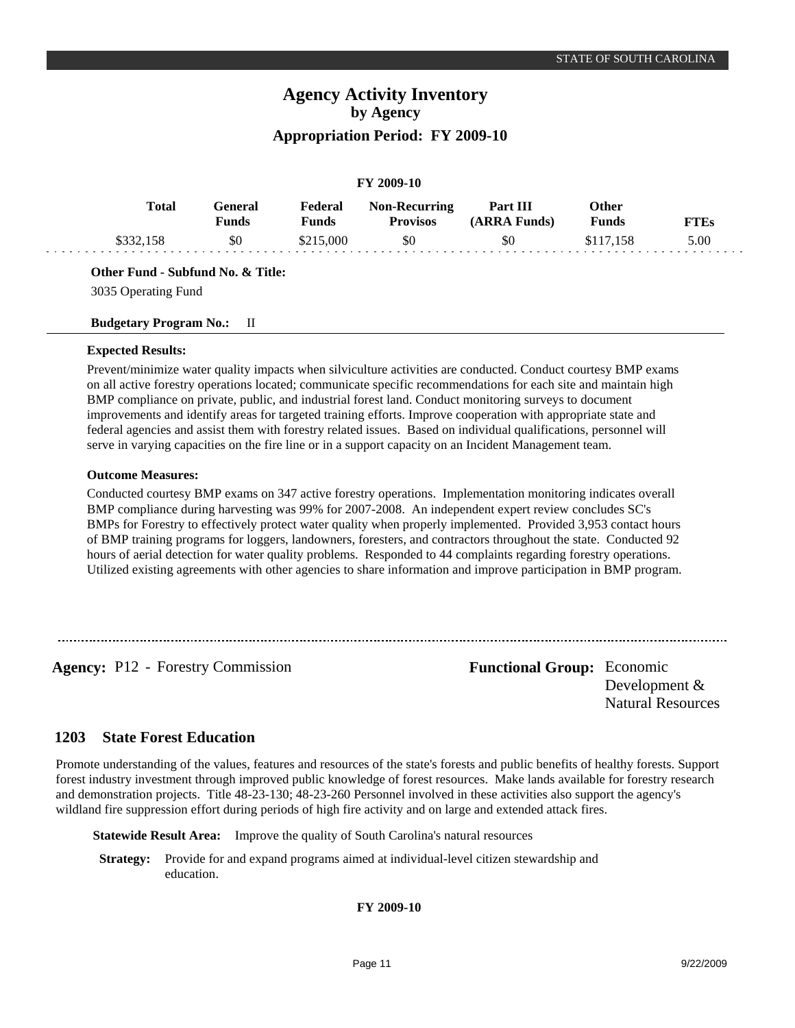# Agency Activity Inventory
## by Agency
### Appropriation Period: FY 2009-10

FY 2009-10

| Total | General Funds | Federal Funds | Non-Recurring Provisos | Part III (ARRA Funds) | Other Funds | FTEs |
|---|---|---|---|---|---|---|
| $332,158 | $0 | $215,000 | $0 | $0 | $117,158 | 5.00 |

**Other Fund - Subfund No. & Title:**

3035 Operating Fund

**Budgetary Program No.:** II

**Expected Results:**

Prevent/minimize water quality impacts when silviculture activities are conducted. Conduct courtesy BMP exams on all active forestry operations located; communicate specific recommendations for each site and maintain high BMP compliance on private, public, and industrial forest land. Conduct monitoring surveys to document improvements and identify areas for targeted training efforts. Improve cooperation with appropriate state and federal agencies and assist them with forestry related issues. Based on individual qualifications, personnel will serve in varying capacities on the fire line or in a support capacity on an Incident Management team.

**Outcome Measures:**

Conducted courtesy BMP exams on 347 active forestry operations. Implementation monitoring indicates overall BMP compliance during harvesting was 99% for 2007-2008. An independent expert review concludes SC's BMPs for Forestry to effectively protect water quality when properly implemented. Provided 3,953 contact hours of BMP training programs for loggers, landowners, foresters, and contractors throughout the state. Conducted 92 hours of aerial detection for water quality problems. Responded to 44 complaints regarding forestry operations. Utilized existing agreements with other agencies to share information and improve participation in BMP program.

---

**Agency:** P12 - Forestry Commission

**Functional Group:** Economic Development & Natural Resources

## 1203 State Forest Education

Promote understanding of the values, features and resources of the state's forests and public benefits of healthy forests. Support forest industry investment through improved public knowledge of forest resources. Make lands available for forestry research and demonstration projects. Title 48-23-130; 48-23-260 Personnel involved in these activities also support the agency's wildland fire suppression effort during periods of high fire activity and on large and extended attack fires.

**Statewide Result Area:** Improve the quality of South Carolina's natural resources

**Strategy:** Provide for and expand programs aimed at individual-level citizen stewardship and education.

FY 2009-10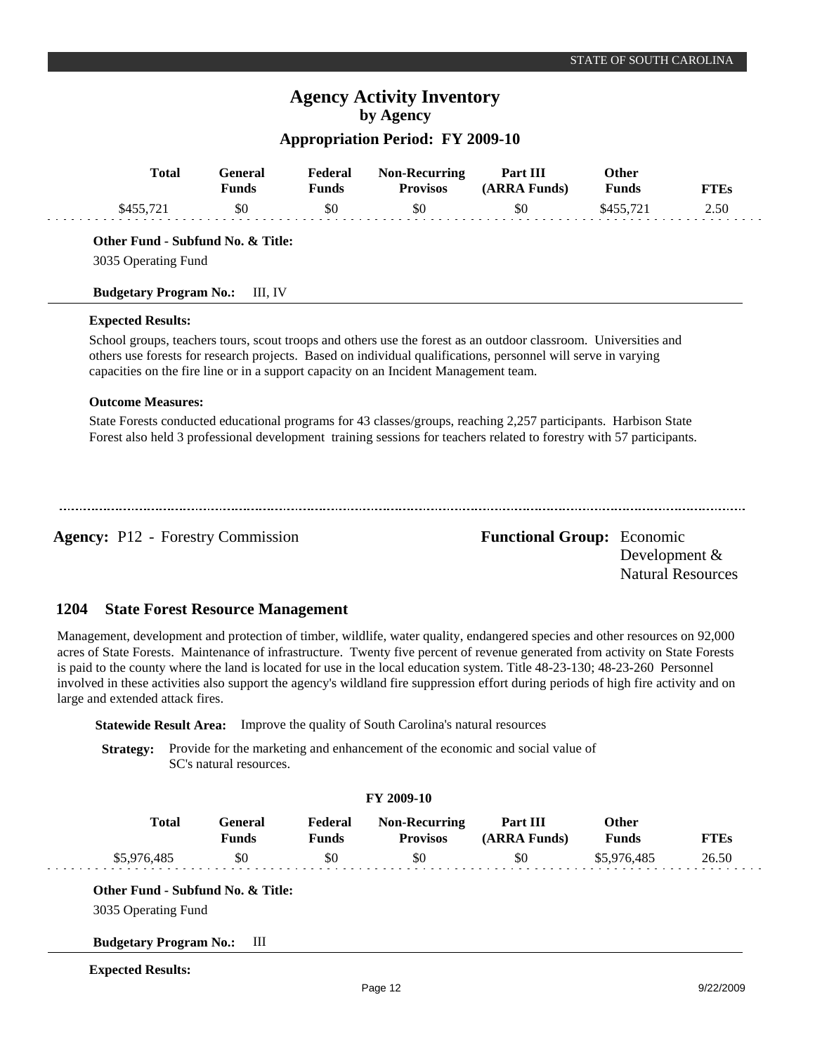| Total | General Funds | Federal Funds | Non-Recurring Provisos | Part III (ARRA Funds) | Other Funds | FTEs |
|---|---|---|---|---|---|---|
| $455,721 | $0 | $0 | $0 | $0 | $455,721 | 2.50 |

**Other Fund - Subfund No. & Title:**

3035 Operating Fund

**Budgetary Program No.:** III, IV

**Expected Results:**

School groups, teachers tours, scout troops and others use the forest as an outdoor classroom. Universities and others use forests for research projects. Based on individual qualifications, personnel will serve in varying capacities on the fire line or in a support capacity on an Incident Management team.

**Outcome Measures:**

State Forests conducted educational programs for 43 classes/groups, reaching 2,257 participants. Harbison State Forest also held 3 professional development training sessions for teachers related to forestry with 57 participants.

---

**Agency:** P12 - Forestry Commission

**Functional Group:** Economic Development & Natural Resources

## 1204 State Forest Resource Management

Management, development and protection of timber, wildlife, water quality, endangered species and other resources on 92,000 acres of State Forests. Maintenance of infrastructure. Twenty five percent of revenue generated from activity on State Forests is paid to the county where the land is located for use in the local education system. Title 48-23-130; 48-23-260 Personnel involved in these activities also support the agency's wildland fire suppression effort during periods of high fire activity and on large and extended attack fires.

**Statewide Result Area:** Improve the quality of South Carolina's natural resources

**Strategy:** Provide for the marketing and enhancement of the economic and social value of SC's natural resources.

**FY 2009-10**

| Total | General Funds | Federal Funds | Non-Recurring Provisos | Part III (ARRA Funds) | Other Funds | FTEs |
|---|---|---|---|---|---|---|
| $5,976,485 | $0 | $0 | $0 | $0 | $5,976,485 | 26.50 |

**Other Fund - Subfund No. & Title:**

3035 Operating Fund

**Budgetary Program No.:** III

**Expected Results:**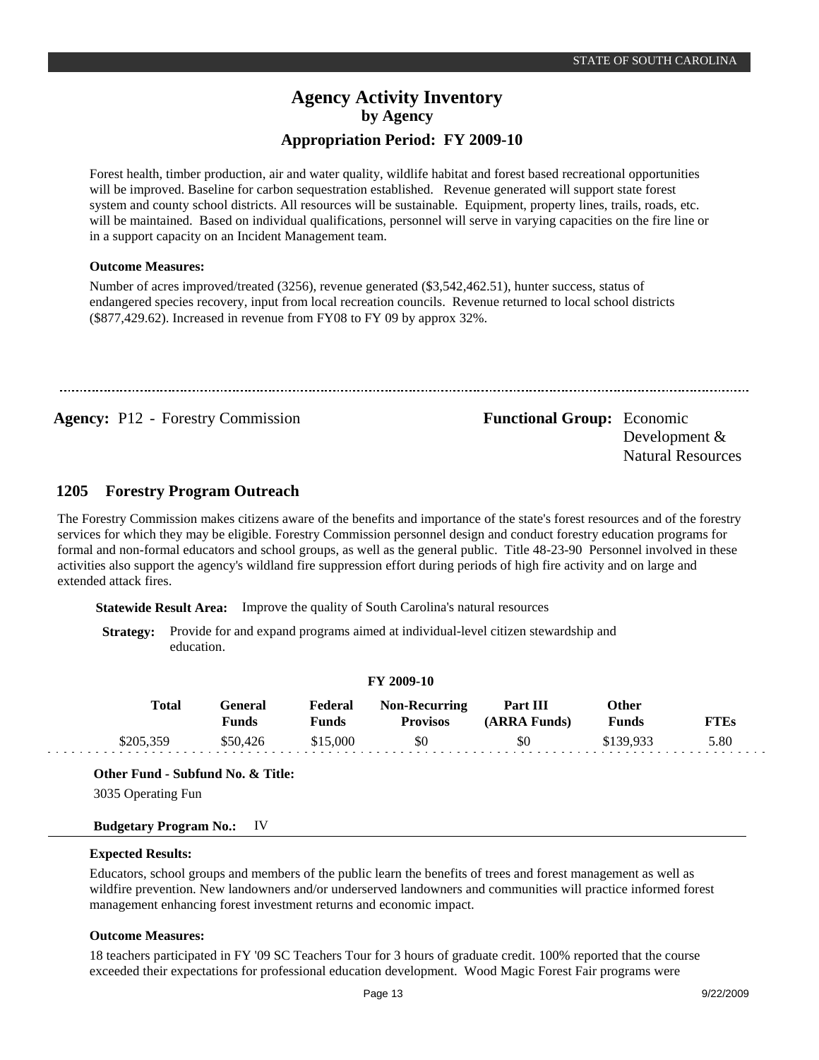Forest health, timber production, air and water quality, wildlife habitat and forest based recreational opportunities will be improved. Baseline for carbon sequestration established. Revenue generated will support state forest system and county school districts. All resources will be sustainable. Equipment, property lines, trails, roads, etc. will be maintained. Based on individual qualifications, personnel will serve in varying capacities on the fire line or in a support capacity on an Incident Management team.

**Outcome Measures:**

Number of acres improved/treated (3256), revenue generated ($3,542,462.51), hunter success, status of endangered species recovery, input from local recreation councils. Revenue returned to local school districts ($877,429.62). Increased in revenue from FY08 to FY 09 by approx 32%.

---

**Agency:** P12 - Forestry Commission

**Functional Group:** Economic Development & Natural Resources

## 1205 Forestry Program Outreach

The Forestry Commission makes citizens aware of the benefits and importance of the state's forest resources and of the forestry services for which they may be eligible. Forestry Commission personnel design and conduct forestry education programs for formal and non-formal educators and school groups, as well as the general public. Title 48-23-90 Personnel involved in these activities also support the agency's wildland fire suppression effort during periods of high fire activity and on large and extended attack fires.

**Statewide Result Area:** Improve the quality of South Carolina's natural resources

**Strategy:** Provide for and expand programs aimed at individual-level citizen stewardship and education.

**FY 2009-10**

| Total | General Funds | Federal Funds | Non-Recurring Provisos | Part III (ARRA Funds) | Other Funds | FTEs |
|---|---|---|---|---|---|---|
| $205,359 | $50,426 | $15,000 | $0 | $0 | $139,933 | 5.80 |

**Other Fund - Subfund No. & Title:**

3035 Operating Fun

**Budgetary Program No.:** IV

**Expected Results:**

Educators, school groups and members of the public learn the benefits of trees and forest management as well as wildfire prevention. New landowners and/or underserved landowners and communities will practice informed forest management enhancing forest investment returns and economic impact.

**Outcome Measures:**

18 teachers participated in FY '09 SC Teachers Tour for 3 hours of graduate credit. 100% reported that the course exceeded their expectations for professional education development. Wood Magic Forest Fair programs were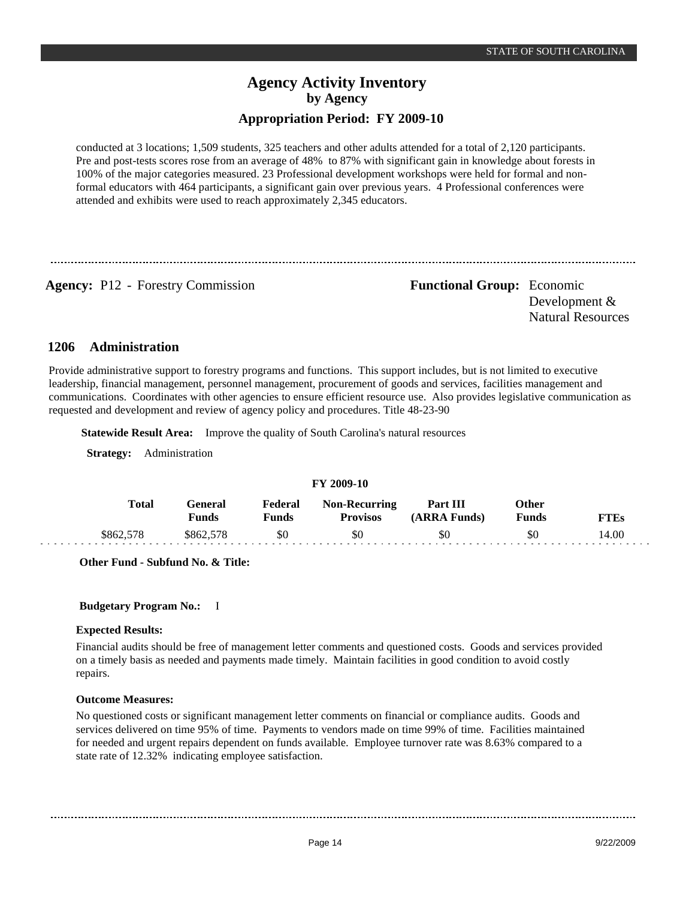conducted at 3 locations; 1,509 students, 325 teachers and other adults attended for a total of 2,120 participants. Pre and post-tests scores rose from an average of 48% to 87% with significant gain in knowledge about forests in 100% of the major categories measured. 23 Professional development workshops were held for formal and non-formal educators with 464 participants, a significant gain over previous years. 4 Professional conferences were attended and exhibits were used to reach approximately 2,345 educators.

---

**Agency:** P12 - Forestry Commission

**Functional Group:** Economic Development & Natural Resources

## 1206 Administration

Provide administrative support to forestry programs and functions. This support includes, but is not limited to executive leadership, financial management, personnel management, procurement of goods and services, facilities management and communications. Coordinates with other agencies to ensure efficient resource use. Also provides legislative communication as requested and development and review of agency policy and procedures. Title 48-23-90

**Statewide Result Area:** Improve the quality of South Carolina's natural resources

**Strategy:** Administration

**FY 2009-10**

| Total | General Funds | Federal Funds | Non-Recurring Provisos | Part III (ARRA Funds) | Other Funds | FTEs |
|---|---|---|---|---|---|---|
| $862,578 | $862,578 | $0 | $0 | $0 | $0 | 14.00 |

**Other Fund - Subfund No. & Title:**

**Budgetary Program No.:** I

**Expected Results:**

Financial audits should be free of management letter comments and questioned costs. Goods and services provided on a timely basis as needed and payments made timely. Maintain facilities in good condition to avoid costly repairs.

**Outcome Measures:**

No questioned costs or significant management letter comments on financial or compliance audits. Goods and services delivered on time 95% of time. Payments to vendors made on time 99% of time. Facilities maintained for needed and urgent repairs dependent on funds available. Employee turnover rate was 8.63% compared to a state rate of 12.32% indicating employee satisfaction.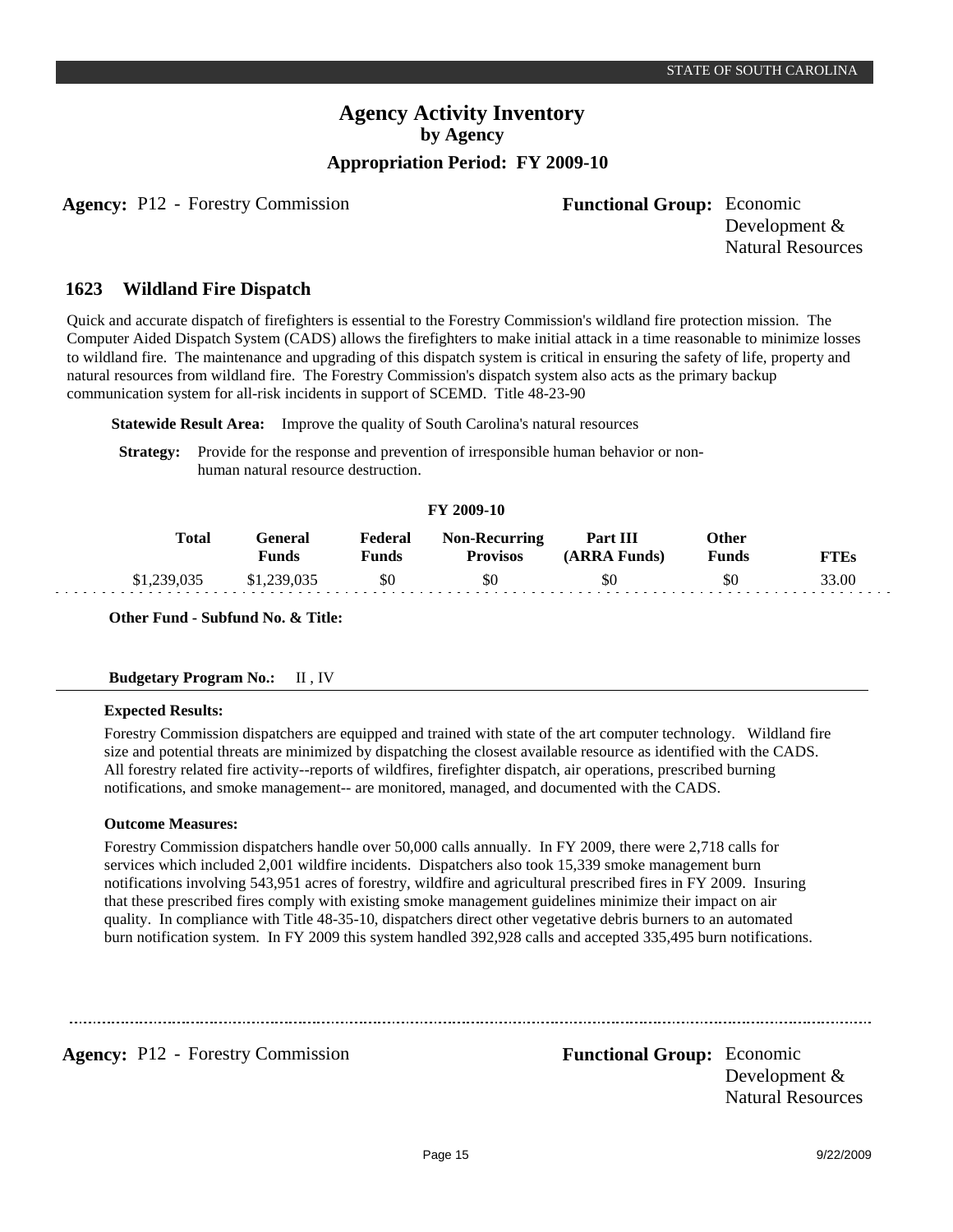# Agency Activity Inventory
## by Agency
### Appropriation Period: FY 2009-10

**Agency:** P12 - Forestry Commission **Functional Group:** Economic Development & Natural Resources

## 1623 Wildland Fire Dispatch

Quick and accurate dispatch of firefighters is essential to the Forestry Commission's wildland fire protection mission. The Computer Aided Dispatch System (CADS) allows the firefighters to make initial attack in a time reasonable to minimize losses to wildland fire. The maintenance and upgrading of this dispatch system is critical in ensuring the safety of life, property and natural resources from wildland fire. The Forestry Commission's dispatch system also acts as the primary backup communication system for all-risk incidents in support of SCEMD. Title 48-23-90

**Statewide Result Area:** Improve the quality of South Carolina's natural resources

**Strategy:** Provide for the response and prevention of irresponsible human behavior or non-human natural resource destruction.

**FY 2009-10**

| Total | General Funds | Federal Funds | Non-Recurring Provisos | Part III (ARRA Funds) | Other Funds | FTEs |
|---|---|---|---|---|---|---|
| $1,239,035 | $1,239,035 | $0 | $0 | $0 | $0 | 33.00 |

**Other Fund - Subfund No. & Title:**

**Budgetary Program No.:** II , IV

**Expected Results:**

Forestry Commission dispatchers are equipped and trained with state of the art computer technology. Wildland fire size and potential threats are minimized by dispatching the closest available resource as identified with the CADS. All forestry related fire activity--reports of wildfires, firefighter dispatch, air operations, prescribed burning notifications, and smoke management-- are monitored, managed, and documented with the CADS.

**Outcome Measures:**

Forestry Commission dispatchers handle over 50,000 calls annually. In FY 2009, there were 2,718 calls for services which included 2,001 wildfire incidents. Dispatchers also took 15,339 smoke management burn notifications involving 543,951 acres of forestry, wildfire and agricultural prescribed fires in FY 2009. Insuring that these prescribed fires comply with existing smoke management guidelines minimize their impact on air quality. In compliance with Title 48-35-10, dispatchers direct other vegetative debris burners to an automated burn notification system. In FY 2009 this system handled 392,928 calls and accepted 335,495 burn notifications.

**Agency:** P12 - Forestry Commission **Functional Group:** Economic Development & Natural Resources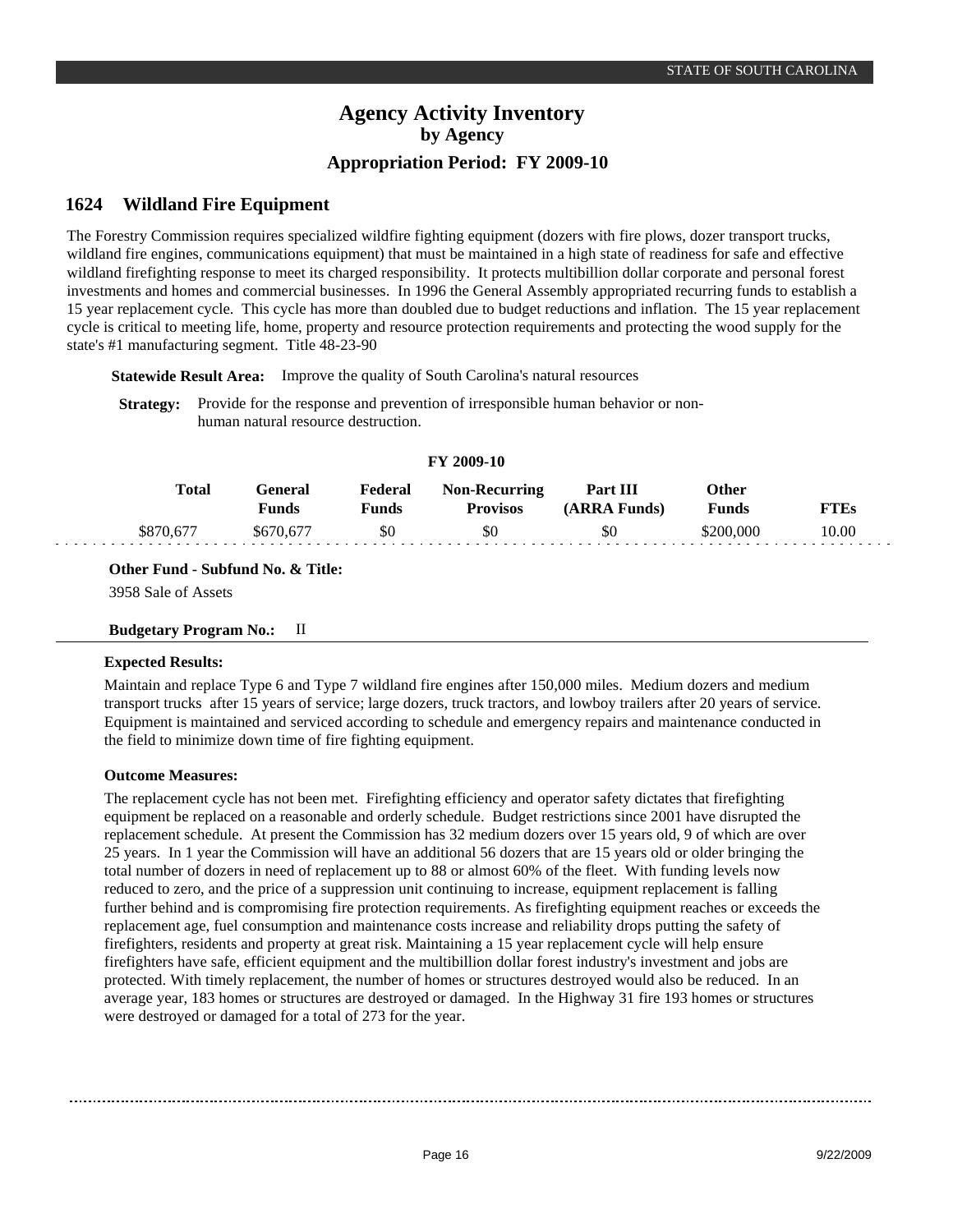# Agency Activity Inventory

## by Agency

### Appropriation Period: FY 2009-10

## 1624 Wildland Fire Equipment

The Forestry Commission requires specialized wildfire fighting equipment (dozers with fire plows, dozer transport trucks, wildland fire engines, communications equipment) that must be maintained in a high state of readiness for safe and effective wildland firefighting response to meet its charged responsibility. It protects multibillion dollar corporate and personal forest investments and homes and commercial businesses. In 1996 the General Assembly appropriated recurring funds to establish a 15 year replacement cycle. This cycle has more than doubled due to budget reductions and inflation. The 15 year replacement cycle is critical to meeting life, home, property and resource protection requirements and protecting the wood supply for the state's #1 manufacturing segment. Title 48-23-90

**Statewide Result Area:** Improve the quality of South Carolina's natural resources

**Strategy:** Provide for the response and prevention of irresponsible human behavior or non-human natural resource destruction.

**FY 2009-10**

| Total | General Funds | Federal Funds | Non-Recurring Provisos | Part III (ARRA Funds) | Other Funds | FTEs |
|---|---|---|---|---|---|---|
| $870,677 | $670,677 | $0 | $0 | $0 | $200,000 | 10.00 |

**Other Fund - Subfund No. & Title:**

3958 Sale of Assets

**Budgetary Program No.:** II

**Expected Results:**

Maintain and replace Type 6 and Type 7 wildland fire engines after 150,000 miles. Medium dozers and medium transport trucks after 15 years of service; large dozers, truck tractors, and lowboy trailers after 20 years of service. Equipment is maintained and serviced according to schedule and emergency repairs and maintenance conducted in the field to minimize down time of fire fighting equipment.

**Outcome Measures:**

The replacement cycle has not been met. Firefighting efficiency and operator safety dictates that firefighting equipment be replaced on a reasonable and orderly schedule. Budget restrictions since 2001 have disrupted the replacement schedule. At present the Commission has 32 medium dozers over 15 years old, 9 of which are over 25 years. In 1 year the Commission will have an additional 56 dozers that are 15 years old or older bringing the total number of dozers in need of replacement up to 88 or almost 60% of the fleet. With funding levels now reduced to zero, and the price of a suppression unit continuing to increase, equipment replacement is falling further behind and is compromising fire protection requirements. As firefighting equipment reaches or exceeds the replacement age, fuel consumption and maintenance costs increase and reliability drops putting the safety of firefighters, residents and property at great risk. Maintaining a 15 year replacement cycle will help ensure firefighters have safe, efficient equipment and the multibillion dollar forest industry's investment and jobs are protected. With timely replacement, the number of homes or structures destroyed would also be reduced. In an average year, 183 homes or structures are destroyed or damaged. In the Highway 31 fire 193 homes or structures were destroyed or damaged for a total of 273 for the year.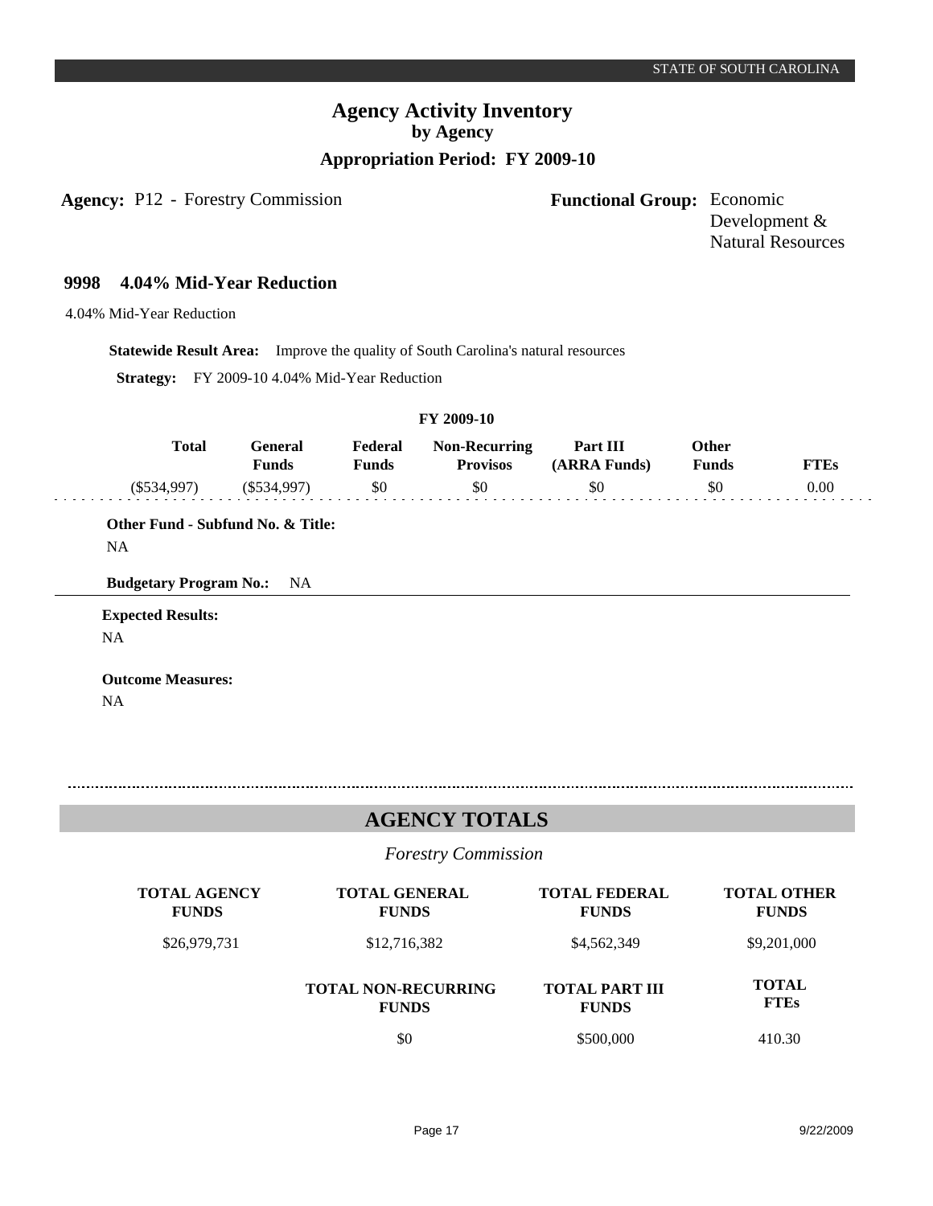STATE OF SOUTH CAROLINA

# Agency Activity Inventory
## by Agency
### Appropriation Period: FY 2009-10

**Agency:** P12 - Forestry Commission

**Functional Group:** Economic Development & Natural Resources

## 9998 4.04% Mid-Year Reduction

4.04% Mid-Year Reduction

**Statewide Result Area:** Improve the quality of South Carolina's natural resources

**Strategy:** FY 2009-10 4.04% Mid-Year Reduction

FY 2009-10

| Total | General Funds | Federal Funds | Non-Recurring Provisos | Part III (ARRA Funds) | Other Funds | FTEs |
|---|---|---|---|---|---|---|
| ($534,997) | ($534,997) | $0 | $0 | $0 | $0 | 0.00 |

**Other Fund - Subfund No. & Title:**

NA

**Budgetary Program No.:** NA

**Expected Results:**

NA

**Outcome Measures:**

NA

## AGENCY TOTALS

*Forestry Commission*

| TOTAL AGENCY FUNDS | TOTAL GENERAL FUNDS | TOTAL FEDERAL FUNDS | TOTAL OTHER FUNDS |
|---|---|---|---|
| $26,979,731 | $12,716,382 | $4,562,349 | $9,201,000 |
| | **TOTAL NON-RECURRING FUNDS** | **TOTAL PART III FUNDS** | **TOTAL FTEs** |
| | $0 | $500,000 | 410.30 |

9/22/2009